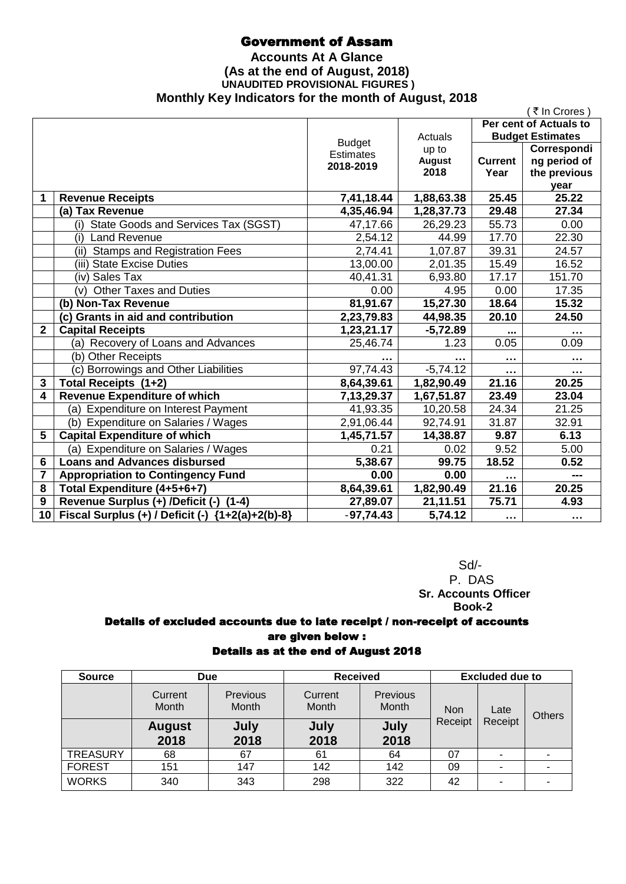# Government of Assam

**Accounts At A Glance**
**(As at the end of August, 2018)**
**UNAUDITED PROVISIONAL FIGURES )**
**Monthly Key Indicators for the month of August, 2018**

( ₹ In Crores )

| | | Budget Estimates 2018-2019 | Actuals up to August 2018 | Per cent of Actuals to Budget Estimates | |
|---|---|---|---|---|---|
| | | | | Current Year | Corresponding period of the previous year |
| **1** | **Revenue Receipts** | **7,41,18.44** | **1,88,63.38** | **25.45** | **25.22** |
| | **(a) Tax Revenue** | **4,35,46.94** | **1,28,37.73** | **29.48** | **27.34** |
| | (i) State Goods and Services Tax (SGST) | 47,17.66 | 26,29.23 | 55.73 | 0.00 |
| | (i) Land Revenue | 2,54.12 | 44.99 | 17.70 | 22.30 |
| | (ii) Stamps and Registration Fees | 2,74.41 | 1,07.87 | 39.31 | 24.57 |
| | (iii) State Excise Duties | 13,00.00 | 2,01.35 | 15.49 | 16.52 |
| | (iv) Sales Tax | 40,41.31 | 6,93.80 | 17.17 | 151.70 |
| | (v) Other Taxes and Duties | 0.00 | 4.95 | 0.00 | 17.35 |
| | **(b) Non-Tax Revenue** | **81,91.67** | **15,27.30** | **18.64** | **15.32** |
| | **(c) Grants in aid and contribution** | **2,23,79.83** | **44,98.35** | **20.10** | **24.50** |
| **2** | **Capital Receipts** | **1,23,21.17** | **-5,72.89** | **...** | **...** |
| | (a) Recovery of Loans and Advances | 25,46.74 | 1.23 | 0.05 | 0.09 |
| | (b) Other Receipts | ... | ... | ... | ... |
| | (c) Borrowings and Other Liabilities | 97,74.43 | -5,74.12 | ... | ... |
| **3** | **Total Receipts (1+2)** | **8,64,39.61** | **1,82,90.49** | **21.16** | **20.25** |
| **4** | **Revenue Expenditure of which** | **7,13,29.37** | **1,67,51.87** | **23.49** | **23.04** |
| | (a) Expenditure on Interest Payment | 41,93.35 | 10,20.58 | 24.34 | 21.25 |
| | (b) Expenditure on Salaries / Wages | 2,91,06.44 | 92,74.91 | 31.87 | 32.91 |
| **5** | **Capital Expenditure of which** | **1,45,71.57** | **14,38.87** | **9.87** | **6.13** |
| | (a) Expenditure on Salaries / Wages | 0.21 | 0.02 | 9.52 | 5.00 |
| **6** | **Loans and Advances disbursed** | **5,38.67** | **99.75** | **18.52** | **0.52** |
| **7** | **Appropriation to Contingency Fund** | **0.00** | **0.00** | **...** | **---** |
| **8** | **Total Expenditure (4+5+6+7)** | **8,64,39.61** | **1,82,90.49** | **21.16** | **20.25** |
| **9** | **Revenue Surplus (+) /Deficit (-) (1-4)** | **27,89.07** | **21,11.51** | **75.71** | **4.93** |
| **10** | **Fiscal Surplus (+) / Deficit (-) {1+2(a)+2(b)-8}** | **-97,74.43** | **5,74.12** | **...** | **...** |

Sd/-
P. DAS
**Sr. Accounts Officer**
**Book-2**

## Details of excluded accounts due to late receipt / non-receipt of accounts are given below :

## Details as at the end of August 2018

| Source | Due | | Received | | Excluded due to | | |
|---|---|---|---|---|---|---|---|
| | Current Month | Previous Month | Current Month | Previous Month | Non Receipt | Late Receipt | Others |
| | **August 2018** | **July 2018** | **July 2018** | **July 2018** | | | |
| TREASURY | 68 | 67 | 61 | 64 | 07 | - | - |
| FOREST | 151 | 147 | 142 | 142 | 09 | - | - |
| WORKS | 340 | 343 | 298 | 322 | 42 | - | - |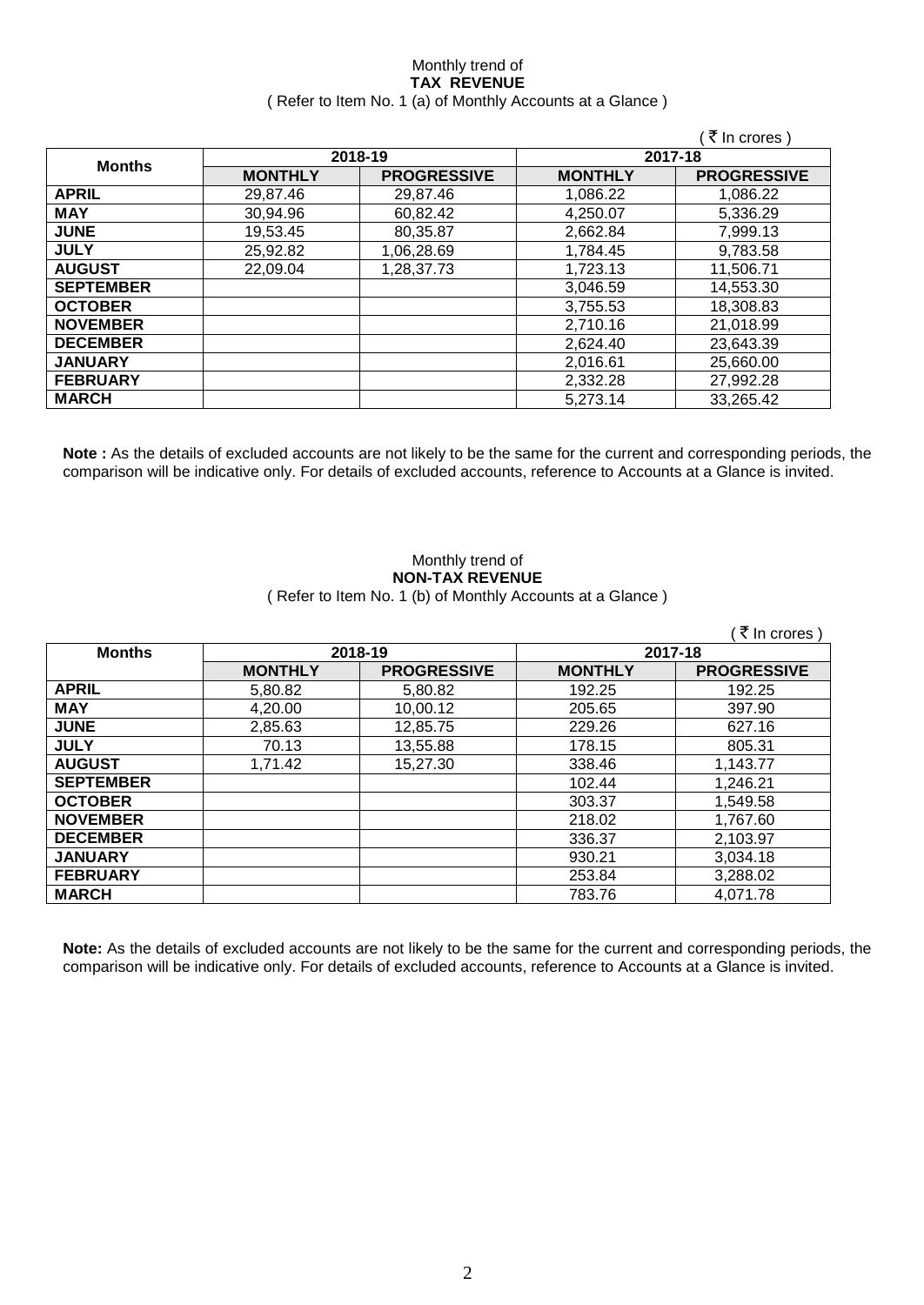Monthly trend of
**TAX REVENUE**
( Refer to Item No. 1 (a) of Monthly Accounts at a Glance )

( ₹ In crores )

| Months | 2018-19 | | 2017-18 | |
|---|---|---|---|---|
| | **MONTHLY** | **PROGRESSIVE** | **MONTHLY** | **PROGRESSIVE** |
| **APRIL** | 29,87.46 | 29,87.46 | 1,086.22 | 1,086.22 |
| **MAY** | 30,94.96 | 60,82.42 | 4,250.07 | 5,336.29 |
| **JUNE** | 19,53.45 | 80,35.87 | 2,662.84 | 7,999.13 |
| **JULY** | 25,92.82 | 1,06,28.69 | 1,784.45 | 9,783.58 |
| **AUGUST** | 22,09.04 | 1,28,37.73 | 1,723.13 | 11,506.71 |
| **SEPTEMBER** | | | 3,046.59 | 14,553.30 |
| **OCTOBER** | | | 3,755.53 | 18,308.83 |
| **NOVEMBER** | | | 2,710.16 | 21,018.99 |
| **DECEMBER** | | | 2,624.40 | 23,643.39 |
| **JANUARY** | | | 2,016.61 | 25,660.00 |
| **FEBRUARY** | | | 2,332.28 | 27,992.28 |
| **MARCH** | | | 5,273.14 | 33,265.42 |

**Note :** As the details of excluded accounts are not likely to be the same for the current and corresponding periods, the comparison will be indicative only. For details of excluded accounts, reference to Accounts at a Glance is invited.

Monthly trend of
**NON-TAX REVENUE**
( Refer to Item No. 1 (b) of Monthly Accounts at a Glance )

( ₹ In crores )

| Months | 2018-19 | | 2017-18 | |
|---|---|---|---|---|
| | **MONTHLY** | **PROGRESSIVE** | **MONTHLY** | **PROGRESSIVE** |
| **APRIL** | 5,80.82 | 5,80.82 | 192.25 | 192.25 |
| **MAY** | 4,20.00 | 10,00.12 | 205.65 | 397.90 |
| **JUNE** | 2,85.63 | 12,85.75 | 229.26 | 627.16 |
| **JULY** | 70.13 | 13,55.88 | 178.15 | 805.31 |
| **AUGUST** | 1,71.42 | 15,27.30 | 338.46 | 1,143.77 |
| **SEPTEMBER** | | | 102.44 | 1,246.21 |
| **OCTOBER** | | | 303.37 | 1,549.58 |
| **NOVEMBER** | | | 218.02 | 1,767.60 |
| **DECEMBER** | | | 336.37 | 2,103.97 |
| **JANUARY** | | | 930.21 | 3,034.18 |
| **FEBRUARY** | | | 253.84 | 3,288.02 |
| **MARCH** | | | 783.76 | 4,071.78 |

**Note:** As the details of excluded accounts are not likely to be the same for the current and corresponding periods, the comparison will be indicative only. For details of excluded accounts, reference to Accounts at a Glance is invited.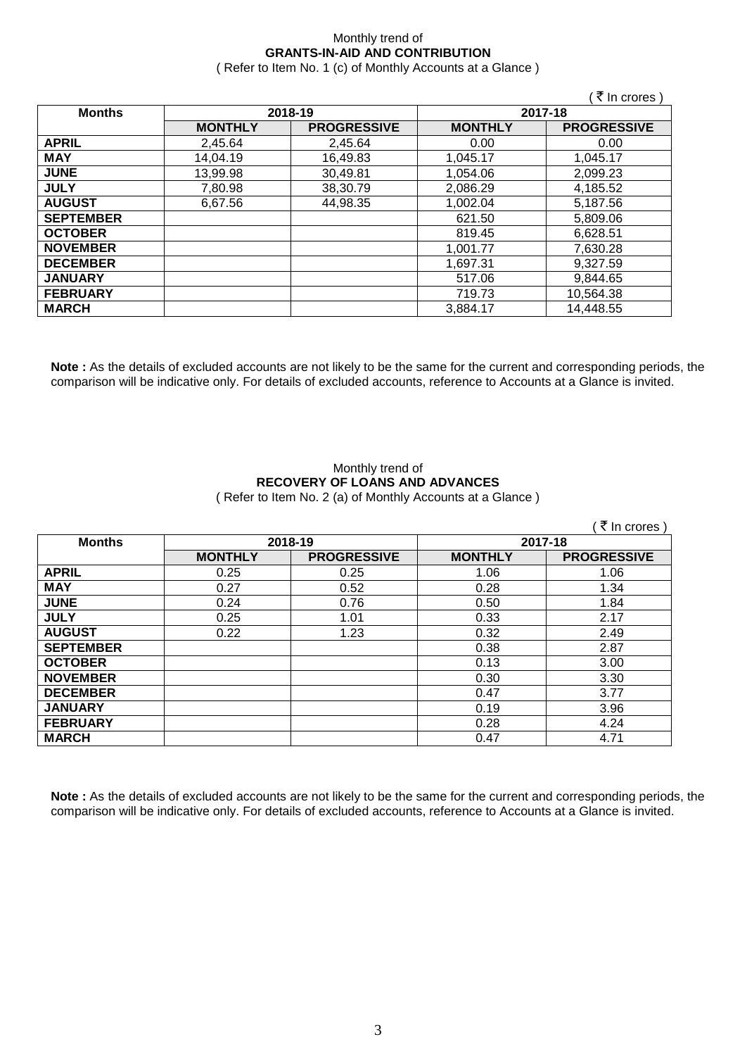Monthly trend of

**GRANTS-IN-AID AND CONTRIBUTION**

( Refer to Item No. 1 (c) of Monthly Accounts at a Glance )

( ₹ In crores )

| Months | 2018-19 | | 2017-18 | |
|---|---|---|---|---|
| | **MONTHLY** | **PROGRESSIVE** | **MONTHLY** | **PROGRESSIVE** |
| **APRIL** | 2,45.64 | 2,45.64 | 0.00 | 0.00 |
| **MAY** | 14,04.19 | 16,49.83 | 1,045.17 | 1,045.17 |
| **JUNE** | 13,99.98 | 30,49.81 | 1,054.06 | 2,099.23 |
| **JULY** | 7,80.98 | 38,30.79 | 2,086.29 | 4,185.52 |
| **AUGUST** | 6,67.56 | 44,98.35 | 1,002.04 | 5,187.56 |
| **SEPTEMBER** | | | 621.50 | 5,809.06 |
| **OCTOBER** | | | 819.45 | 6,628.51 |
| **NOVEMBER** | | | 1,001.77 | 7,630.28 |
| **DECEMBER** | | | 1,697.31 | 9,327.59 |
| **JANUARY** | | | 517.06 | 9,844.65 |
| **FEBRUARY** | | | 719.73 | 10,564.38 |
| **MARCH** | | | 3,884.17 | 14,448.55 |

**Note :** As the details of excluded accounts are not likely to be the same for the current and corresponding periods, the comparison will be indicative only. For details of excluded accounts, reference to Accounts at a Glance is invited.

Monthly trend of

**RECOVERY OF LOANS AND ADVANCES**

( Refer to Item No. 2 (a) of Monthly Accounts at a Glance )

( ₹ In crores )

| Months | 2018-19 | | 2017-18 | |
|---|---|---|---|---|
| | **MONTHLY** | **PROGRESSIVE** | **MONTHLY** | **PROGRESSIVE** |
| **APRIL** | 0.25 | 0.25 | 1.06 | 1.06 |
| **MAY** | 0.27 | 0.52 | 0.28 | 1.34 |
| **JUNE** | 0.24 | 0.76 | 0.50 | 1.84 |
| **JULY** | 0.25 | 1.01 | 0.33 | 2.17 |
| **AUGUST** | 0.22 | 1.23 | 0.32 | 2.49 |
| **SEPTEMBER** | | | 0.38 | 2.87 |
| **OCTOBER** | | | 0.13 | 3.00 |
| **NOVEMBER** | | | 0.30 | 3.30 |
| **DECEMBER** | | | 0.47 | 3.77 |
| **JANUARY** | | | 0.19 | 3.96 |
| **FEBRUARY** | | | 0.28 | 4.24 |
| **MARCH** | | | 0.47 | 4.71 |

**Note :** As the details of excluded accounts are not likely to be the same for the current and corresponding periods, the comparison will be indicative only. For details of excluded accounts, reference to Accounts at a Glance is invited.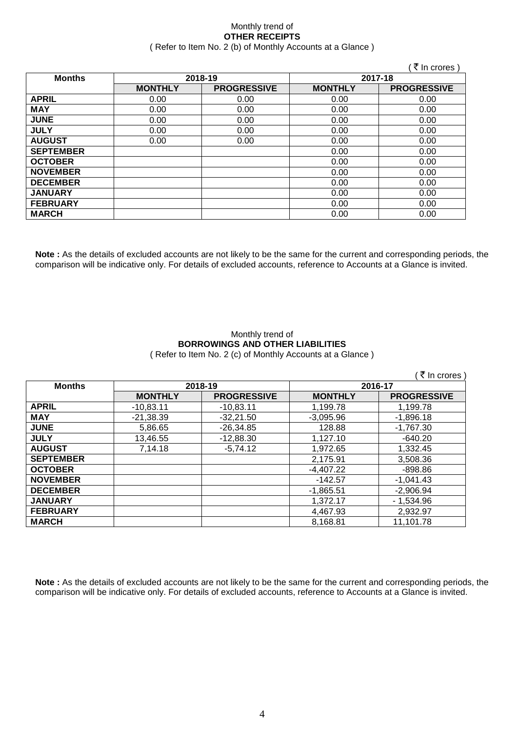Monthly trend of
**OTHER RECEIPTS**
( Refer to Item No. 2 (b) of Monthly Accounts at a Glance )

( ₹ In crores )

| Months | 2018-19 | | 2017-18 | |
|---|---|---|---|---|
| | **MONTHLY** | **PROGRESSIVE** | **MONTHLY** | **PROGRESSIVE** |
| **APRIL** | 0.00 | 0.00 | 0.00 | 0.00 |
| **MAY** | 0.00 | 0.00 | 0.00 | 0.00 |
| **JUNE** | 0.00 | 0.00 | 0.00 | 0.00 |
| **JULY** | 0.00 | 0.00 | 0.00 | 0.00 |
| **AUGUST** | 0.00 | 0.00 | 0.00 | 0.00 |
| **SEPTEMBER** | | | 0.00 | 0.00 |
| **OCTOBER** | | | 0.00 | 0.00 |
| **NOVEMBER** | | | 0.00 | 0.00 |
| **DECEMBER** | | | 0.00 | 0.00 |
| **JANUARY** | | | 0.00 | 0.00 |
| **FEBRUARY** | | | 0.00 | 0.00 |
| **MARCH** | | | 0.00 | 0.00 |

**Note :** As the details of excluded accounts are not likely to be the same for the current and corresponding periods, the comparison will be indicative only. For details of excluded accounts, reference to Accounts at a Glance is invited.

Monthly trend of
**BORROWINGS AND OTHER LIABILITIES**
( Refer to Item No. 2 (c) of Monthly Accounts at a Glance )

( ₹ In crores )

| Months | 2018-19 | | 2016-17 | |
|---|---|---|---|---|
| | **MONTHLY** | **PROGRESSIVE** | **MONTHLY** | **PROGRESSIVE** |
| **APRIL** | -10,83.11 | -10,83.11 | 1,199.78 | 1,199.78 |
| **MAY** | -21,38.39 | -32,21.50 | -3,095.96 | -1,896.18 |
| **JUNE** | 5,86.65 | -26,34.85 | 128.88 | -1,767.30 |
| **JULY** | 13,46.55 | -12,88.30 | 1,127.10 | -640.20 |
| **AUGUST** | 7,14.18 | -5,74.12 | 1,972.65 | 1,332.45 |
| **SEPTEMBER** | | | 2,175.91 | 3,508.36 |
| **OCTOBER** | | | -4,407.22 | -898.86 |
| **NOVEMBER** | | | -142.57 | -1,041.43 |
| **DECEMBER** | | | -1,865.51 | -2,906.94 |
| **JANUARY** | | | 1,372.17 | - 1,534.96 |
| **FEBRUARY** | | | 4,467.93 | 2,932.97 |
| **MARCH** | | | 8,168.81 | 11,101.78 |

**Note :** As the details of excluded accounts are not likely to be the same for the current and corresponding periods, the comparison will be indicative only. For details of excluded accounts, reference to Accounts at a Glance is invited.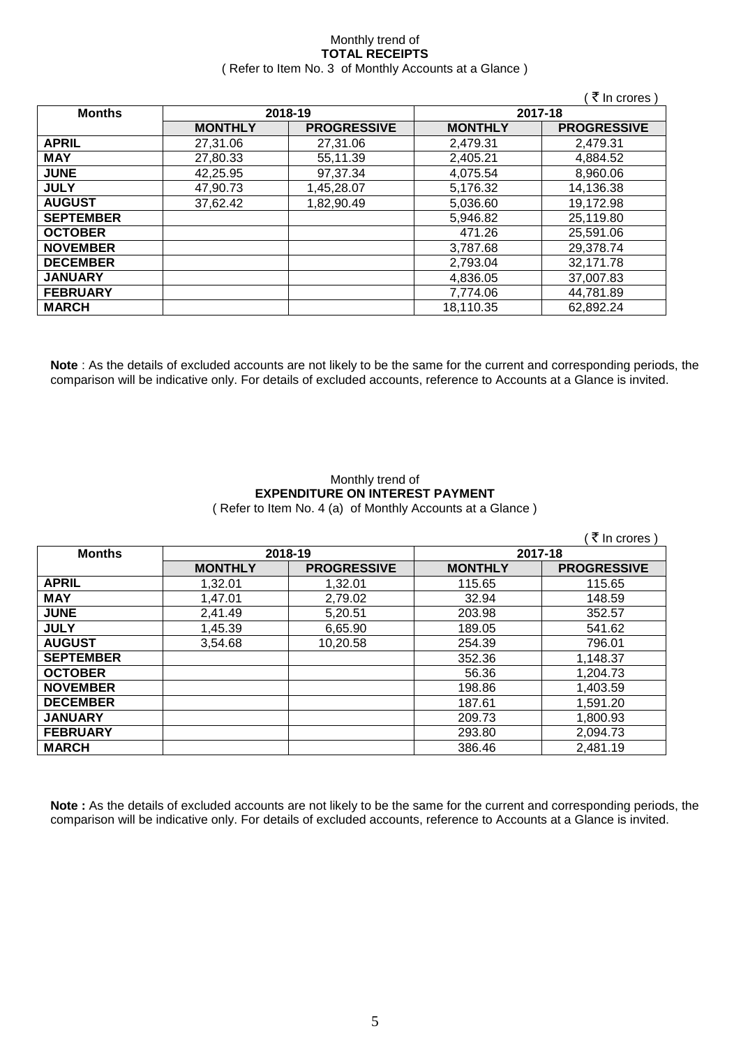Monthly trend of
**TOTAL RECEIPTS**
( Refer to Item No. 3 of Monthly Accounts at a Glance )

( ₹ In crores )

| Months | 2018-19 | | 2017-18 | |
|---|---|---|---|---|
| | **MONTHLY** | **PROGRESSIVE** | **MONTHLY** | **PROGRESSIVE** |
| **APRIL** | 27,31.06 | 27,31.06 | 2,479.31 | 2,479.31 |
| **MAY** | 27,80.33 | 55,11.39 | 2,405.21 | 4,884.52 |
| **JUNE** | 42,25.95 | 97,37.34 | 4,075.54 | 8,960.06 |
| **JULY** | 47,90.73 | 1,45,28.07 | 5,176.32 | 14,136.38 |
| **AUGUST** | 37,62.42 | 1,82,90.49 | 5,036.60 | 19,172.98 |
| **SEPTEMBER** | | | 5,946.82 | 25,119.80 |
| **OCTOBER** | | | 471.26 | 25,591.06 |
| **NOVEMBER** | | | 3,787.68 | 29,378.74 |
| **DECEMBER** | | | 2,793.04 | 32,171.78 |
| **JANUARY** | | | 4,836.05 | 37,007.83 |
| **FEBRUARY** | | | 7,774.06 | 44,781.89 |
| **MARCH** | | | 18,110.35 | 62,892.24 |

**Note** : As the details of excluded accounts are not likely to be the same for the current and corresponding periods, the comparison will be indicative only. For details of excluded accounts, reference to Accounts at a Glance is invited.

Monthly trend of
**EXPENDITURE ON INTEREST PAYMENT**
( Refer to Item No. 4 (a) of Monthly Accounts at a Glance )

( ₹ In crores )

| Months | 2018-19 | | 2017-18 | |
|---|---|---|---|---|
| | **MONTHLY** | **PROGRESSIVE** | **MONTHLY** | **PROGRESSIVE** |
| **APRIL** | 1,32.01 | 1,32.01 | 115.65 | 115.65 |
| **MAY** | 1,47.01 | 2,79.02 | 32.94 | 148.59 |
| **JUNE** | 2,41.49 | 5,20.51 | 203.98 | 352.57 |
| **JULY** | 1,45.39 | 6,65.90 | 189.05 | 541.62 |
| **AUGUST** | 3,54.68 | 10,20.58 | 254.39 | 796.01 |
| **SEPTEMBER** | | | 352.36 | 1,148.37 |
| **OCTOBER** | | | 56.36 | 1,204.73 |
| **NOVEMBER** | | | 198.86 | 1,403.59 |
| **DECEMBER** | | | 187.61 | 1,591.20 |
| **JANUARY** | | | 209.73 | 1,800.93 |
| **FEBRUARY** | | | 293.80 | 2,094.73 |
| **MARCH** | | | 386.46 | 2,481.19 |

**Note :** As the details of excluded accounts are not likely to be the same for the current and corresponding periods, the comparison will be indicative only. For details of excluded accounts, reference to Accounts at a Glance is invited.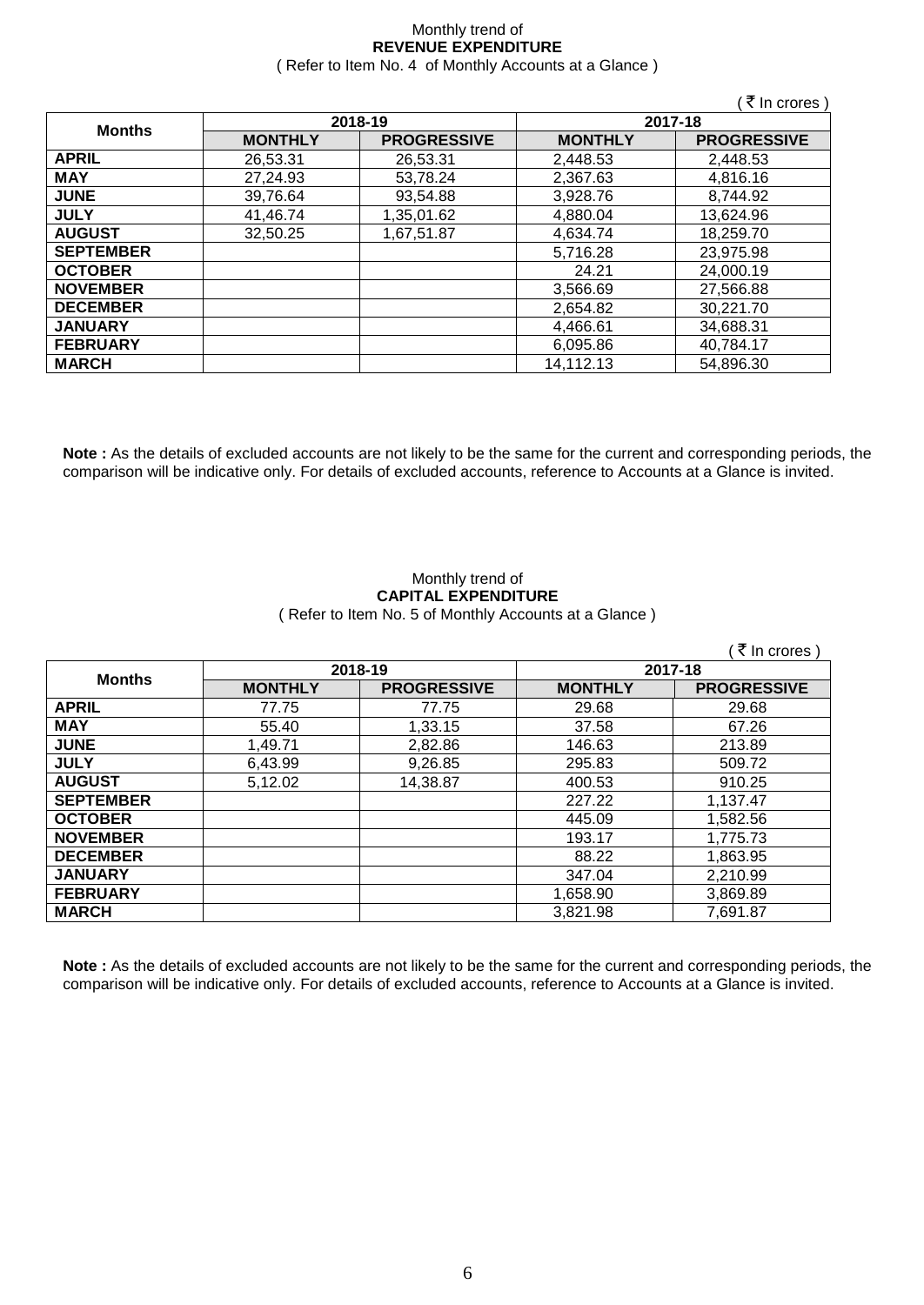Monthly trend of

**REVENUE EXPENDITURE**

( Refer to Item No. 4 of Monthly Accounts at a Glance )

( ₹ In crores )

| Months | 2018-19 | | 2017-18 | |
|---|---|---|---|---|
| | **MONTHLY** | **PROGRESSIVE** | **MONTHLY** | **PROGRESSIVE** |
| **APRIL** | 26,53.31 | 26,53.31 | 2,448.53 | 2,448.53 |
| **MAY** | 27,24.93 | 53,78.24 | 2,367.63 | 4,816.16 |
| **JUNE** | 39,76.64 | 93,54.88 | 3,928.76 | 8,744.92 |
| **JULY** | 41,46.74 | 1,35,01.62 | 4,880.04 | 13,624.96 |
| **AUGUST** | 32,50.25 | 1,67,51.87 | 4,634.74 | 18,259.70 |
| **SEPTEMBER** | | | 5,716.28 | 23,975.98 |
| **OCTOBER** | | | 24.21 | 24,000.19 |
| **NOVEMBER** | | | 3,566.69 | 27,566.88 |
| **DECEMBER** | | | 2,654.82 | 30,221.70 |
| **JANUARY** | | | 4,466.61 | 34,688.31 |
| **FEBRUARY** | | | 6,095.86 | 40,784.17 |
| **MARCH** | | | 14,112.13 | 54,896.30 |

**Note :** As the details of excluded accounts are not likely to be the same for the current and corresponding periods, the comparison will be indicative only. For details of excluded accounts, reference to Accounts at a Glance is invited.

Monthly trend of

**CAPITAL EXPENDITURE**

( Refer to Item No. 5 of Monthly Accounts at a Glance )

( ₹ In crores )

| Months | 2018-19 | | 2017-18 | |
|---|---|---|---|---|
| | **MONTHLY** | **PROGRESSIVE** | **MONTHLY** | **PROGRESSIVE** |
| **APRIL** | 77.75 | 77.75 | 29.68 | 29.68 |
| **MAY** | 55.40 | 1,33.15 | 37.58 | 67.26 |
| **JUNE** | 1,49.71 | 2,82.86 | 146.63 | 213.89 |
| **JULY** | 6,43.99 | 9,26.85 | 295.83 | 509.72 |
| **AUGUST** | 5,12.02 | 14,38.87 | 400.53 | 910.25 |
| **SEPTEMBER** | | | 227.22 | 1,137.47 |
| **OCTOBER** | | | 445.09 | 1,582.56 |
| **NOVEMBER** | | | 193.17 | 1,775.73 |
| **DECEMBER** | | | 88.22 | 1,863.95 |
| **JANUARY** | | | 347.04 | 2,210.99 |
| **FEBRUARY** | | | 1,658.90 | 3,869.89 |
| **MARCH** | | | 3,821.98 | 7,691.87 |

**Note :** As the details of excluded accounts are not likely to be the same for the current and corresponding periods, the comparison will be indicative only. For details of excluded accounts, reference to Accounts at a Glance is invited.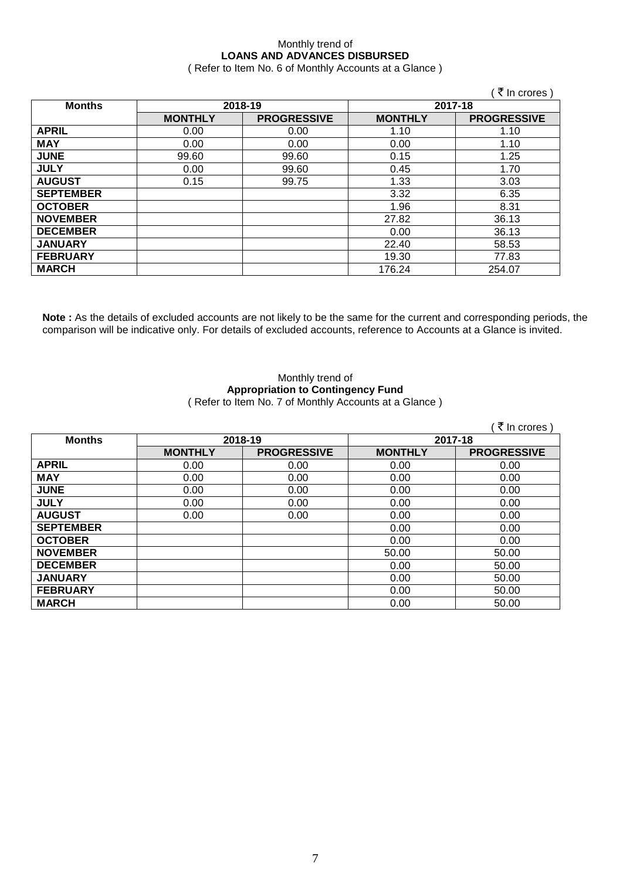Monthly trend of
**LOANS AND ADVANCES DISBURSED**
( Refer to Item No. 6 of Monthly Accounts at a Glance )

( ₹ In crores )

| Months | 2018-19 | | 2017-18 | |
|---|---|---|---|---|
| | MONTHLY | PROGRESSIVE | MONTHLY | PROGRESSIVE |
| APRIL | 0.00 | 0.00 | 1.10 | 1.10 |
| MAY | 0.00 | 0.00 | 0.00 | 1.10 |
| JUNE | 99.60 | 99.60 | 0.15 | 1.25 |
| JULY | 0.00 | 99.60 | 0.45 | 1.70 |
| AUGUST | 0.15 | 99.75 | 1.33 | 3.03 |
| SEPTEMBER | | | 3.32 | 6.35 |
| OCTOBER | | | 1.96 | 8.31 |
| NOVEMBER | | | 27.82 | 36.13 |
| DECEMBER | | | 0.00 | 36.13 |
| JANUARY | | | 22.40 | 58.53 |
| FEBRUARY | | | 19.30 | 77.83 |
| MARCH | | | 176.24 | 254.07 |

**Note :** As the details of excluded accounts are not likely to be the same for the current and corresponding periods, the comparison will be indicative only. For details of excluded accounts, reference to Accounts at a Glance is invited.

Monthly trend of
**Appropriation to Contingency Fund**
( Refer to Item No. 7 of Monthly Accounts at a Glance )

( ₹ In crores )

| Months | 2018-19 | | 2017-18 | |
|---|---|---|---|---|
| | MONTHLY | PROGRESSIVE | MONTHLY | PROGRESSIVE |
| APRIL | 0.00 | 0.00 | 0.00 | 0.00 |
| MAY | 0.00 | 0.00 | 0.00 | 0.00 |
| JUNE | 0.00 | 0.00 | 0.00 | 0.00 |
| JULY | 0.00 | 0.00 | 0.00 | 0.00 |
| AUGUST | 0.00 | 0.00 | 0.00 | 0.00 |
| SEPTEMBER | | | 0.00 | 0.00 |
| OCTOBER | | | 0.00 | 0.00 |
| NOVEMBER | | | 50.00 | 50.00 |
| DECEMBER | | | 0.00 | 50.00 |
| JANUARY | | | 0.00 | 50.00 |
| FEBRUARY | | | 0.00 | 50.00 |
| MARCH | | | 0.00 | 50.00 |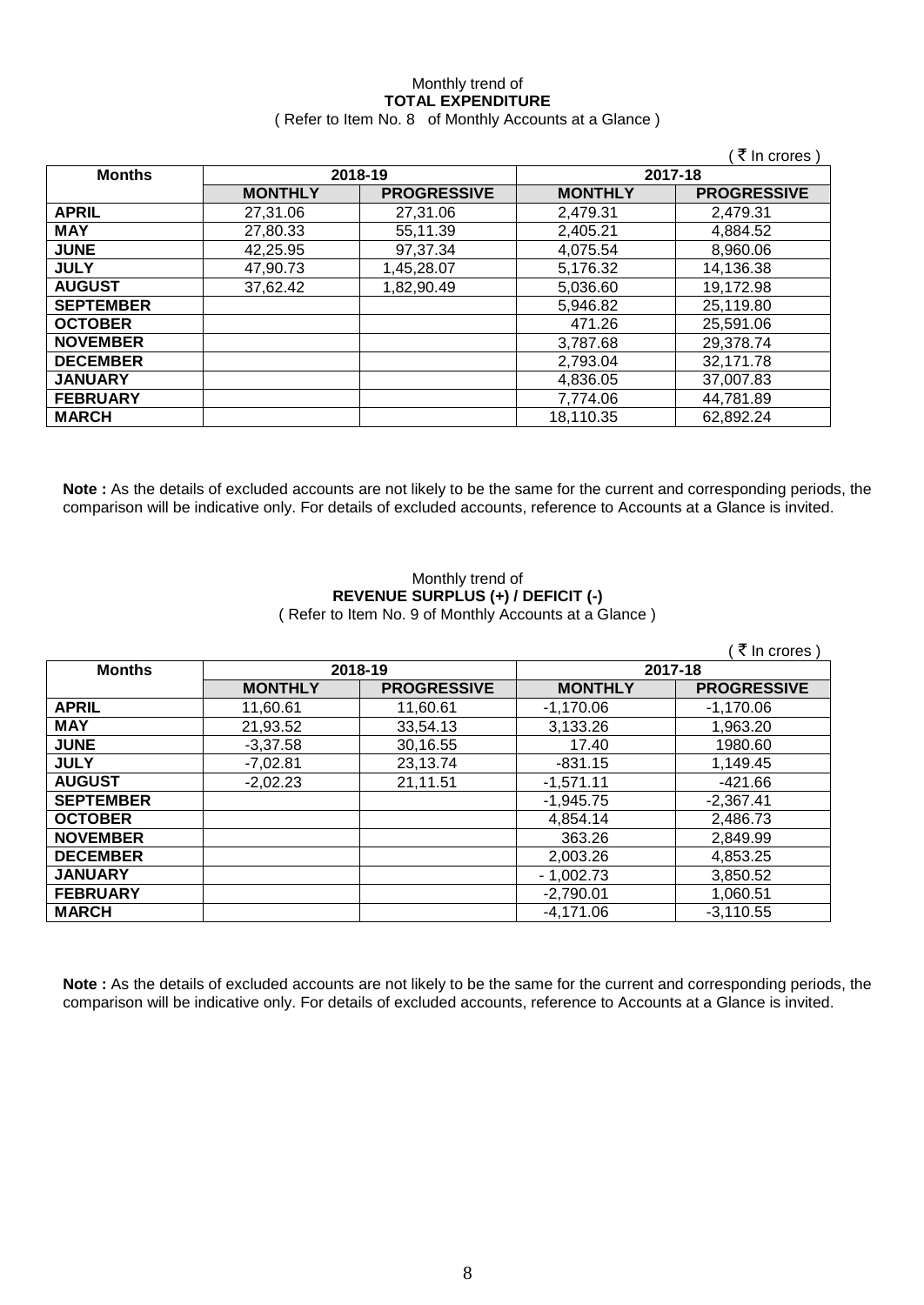Monthly trend of

**TOTAL EXPENDITURE**

( Refer to Item No. 8 of Monthly Accounts at a Glance )

( ₹ In crores )

| Months | 2018-19 | | 2017-18 | |
|---|---|---|---|---|
| | **MONTHLY** | **PROGRESSIVE** | **MONTHLY** | **PROGRESSIVE** |
| **APRIL** | 27,31.06 | 27,31.06 | 2,479.31 | 2,479.31 |
| **MAY** | 27,80.33 | 55,11.39 | 2,405.21 | 4,884.52 |
| **JUNE** | 42,25.95 | 97,37.34 | 4,075.54 | 8,960.06 |
| **JULY** | 47,90.73 | 1,45,28.07 | 5,176.32 | 14,136.38 |
| **AUGUST** | 37,62.42 | 1,82,90.49 | 5,036.60 | 19,172.98 |
| **SEPTEMBER** | | | 5,946.82 | 25,119.80 |
| **OCTOBER** | | | 471.26 | 25,591.06 |
| **NOVEMBER** | | | 3,787.68 | 29,378.74 |
| **DECEMBER** | | | 2,793.04 | 32,171.78 |
| **JANUARY** | | | 4,836.05 | 37,007.83 |
| **FEBRUARY** | | | 7,774.06 | 44,781.89 |
| **MARCH** | | | 18,110.35 | 62,892.24 |

**Note :** As the details of excluded accounts are not likely to be the same for the current and corresponding periods, the comparison will be indicative only. For details of excluded accounts, reference to Accounts at a Glance is invited.

Monthly trend of

**REVENUE SURPLUS (+) / DEFICIT (-)**

( Refer to Item No. 9 of Monthly Accounts at a Glance )

( ₹ In crores )

| Months | 2018-19 | | 2017-18 | |
|---|---|---|---|---|
| | **MONTHLY** | **PROGRESSIVE** | **MONTHLY** | **PROGRESSIVE** |
| **APRIL** | 11,60.61 | 11,60.61 | -1,170.06 | -1,170.06 |
| **MAY** | 21,93.52 | 33,54.13 | 3,133.26 | 1,963.20 |
| **JUNE** | -3,37.58 | 30,16.55 | 17.40 | 1980.60 |
| **JULY** | -7,02.81 | 23,13.74 | -831.15 | 1,149.45 |
| **AUGUST** | -2,02.23 | 21,11.51 | -1,571.11 | -421.66 |
| **SEPTEMBER** | | | -1,945.75 | -2,367.41 |
| **OCTOBER** | | | 4,854.14 | 2,486.73 |
| **NOVEMBER** | | | 363.26 | 2,849.99 |
| **DECEMBER** | | | 2,003.26 | 4,853.25 |
| **JANUARY** | | | - 1,002.73 | 3,850.52 |
| **FEBRUARY** | | | -2,790.01 | 1,060.51 |
| **MARCH** | | | -4,171.06 | -3,110.55 |

**Note :** As the details of excluded accounts are not likely to be the same for the current and corresponding periods, the comparison will be indicative only. For details of excluded accounts, reference to Accounts at a Glance is invited.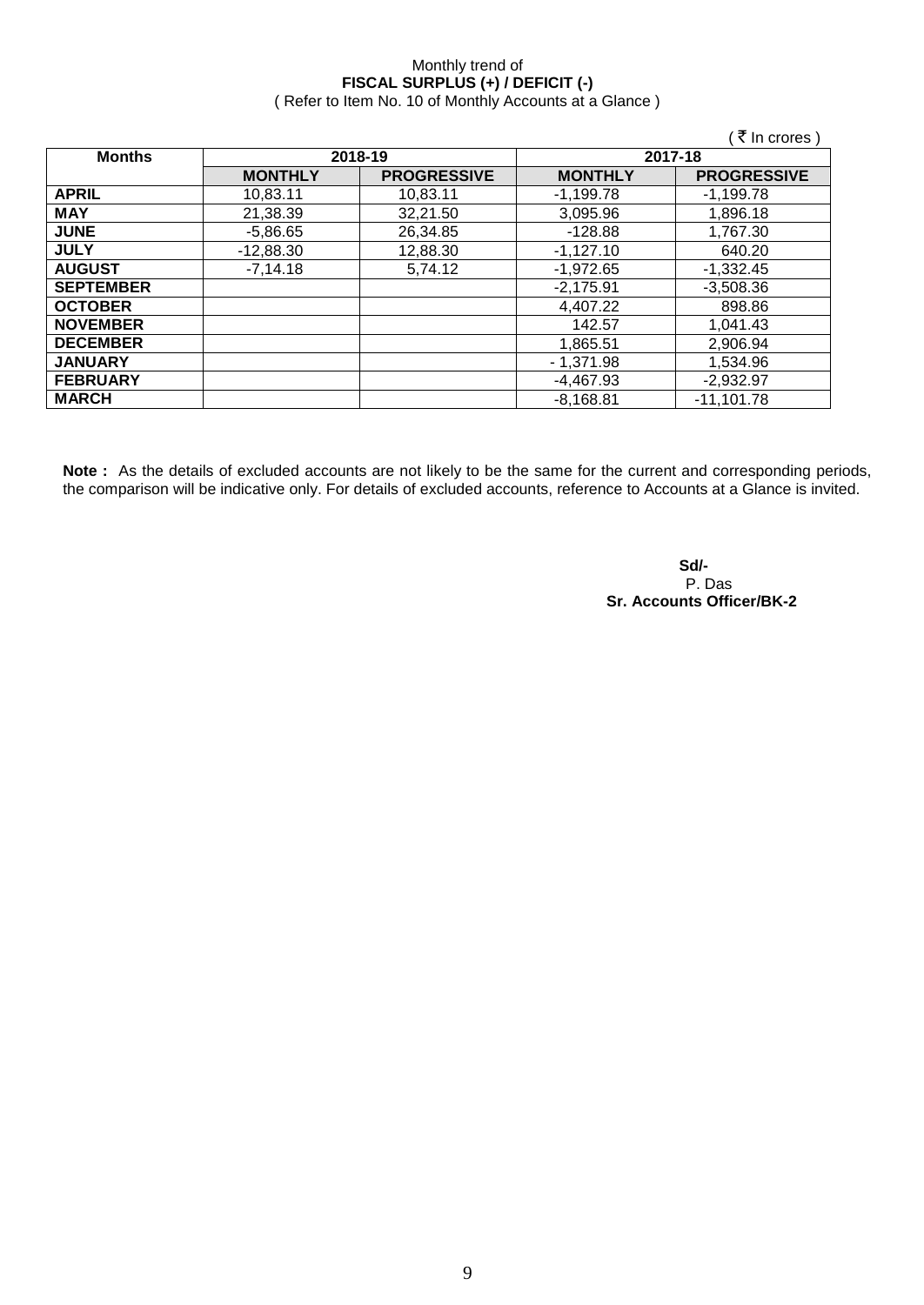Monthly trend of

**FISCAL SURPLUS (+) / DEFICIT (-)**

( Refer to Item No. 10 of Monthly Accounts at a Glance )

( ₹ In crores )

| Months | 2018-19 | | 2017-18 | |
|---|---|---|---|---|
| | **MONTHLY** | **PROGRESSIVE** | **MONTHLY** | **PROGRESSIVE** |
| **APRIL** | 10,83.11 | 10,83.11 | -1,199.78 | -1,199.78 |
| **MAY** | 21,38.39 | 32,21.50 | 3,095.96 | 1,896.18 |
| **JUNE** | -5,86.65 | 26,34.85 | -128.88 | 1,767.30 |
| **JULY** | -12,88.30 | 12,88.30 | -1,127.10 | 640.20 |
| **AUGUST** | -7,14.18 | 5,74.12 | -1,972.65 | -1,332.45 |
| **SEPTEMBER** | | | -2,175.91 | -3,508.36 |
| **OCTOBER** | | | 4,407.22 | 898.86 |
| **NOVEMBER** | | | 142.57 | 1,041.43 |
| **DECEMBER** | | | 1,865.51 | 2,906.94 |
| **JANUARY** | | | - 1,371.98 | 1,534.96 |
| **FEBRUARY** | | | -4,467.93 | -2,932.97 |
| **MARCH** | | | -8,168.81 | -11,101.78 |

**Note :** As the details of excluded accounts are not likely to be the same for the current and corresponding periods, the comparison will be indicative only. For details of excluded accounts, reference to Accounts at a Glance is invited.

**Sd/-**

P. Das

**Sr. Accounts Officer/BK-2**